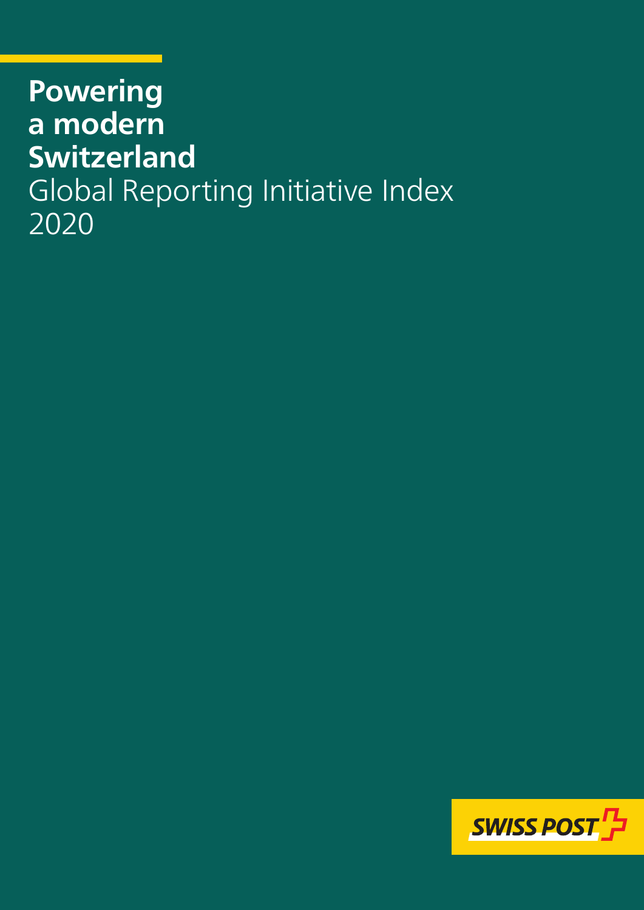# Powering a modern Switzerland

Global Reporting Initiative Index 2020

SWISS POST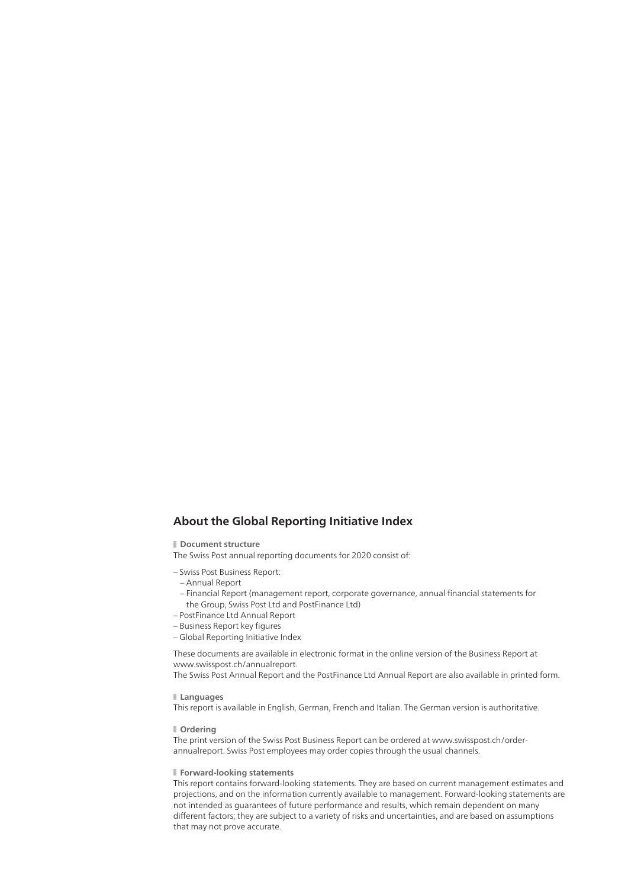## About the Global Reporting Initiative Index

### Document structure

The Swiss Post annual reporting documents for 2020 consist of:

- Swiss Post Business Report:
  - Annual Report
  - Financial Report (management report, corporate governance, annual financial statements for the Group, Swiss Post Ltd and PostFinance Ltd)
- PostFinance Ltd Annual Report
- Business Report key figures
- Global Reporting Initiative Index

These documents are available in electronic format in the online version of the Business Report at www.swisspost.ch/annualreport.
The Swiss Post Annual Report and the PostFinance Ltd Annual Report are also available in printed form.

### Languages

This report is available in English, German, French and Italian. The German version is authoritative.

### Ordering

The print version of the Swiss Post Business Report can be ordered at www.swisspost.ch/order-annualreport. Swiss Post employees may order copies through the usual channels.

### Forward-looking statements

This report contains forward-looking statements. They are based on current management estimates and projections, and on the information currently available to management. Forward-looking statements are not intended as guarantees of future performance and results, which remain dependent on many different factors; they are subject to a variety of risks and uncertainties, and are based on assumptions that may not prove accurate.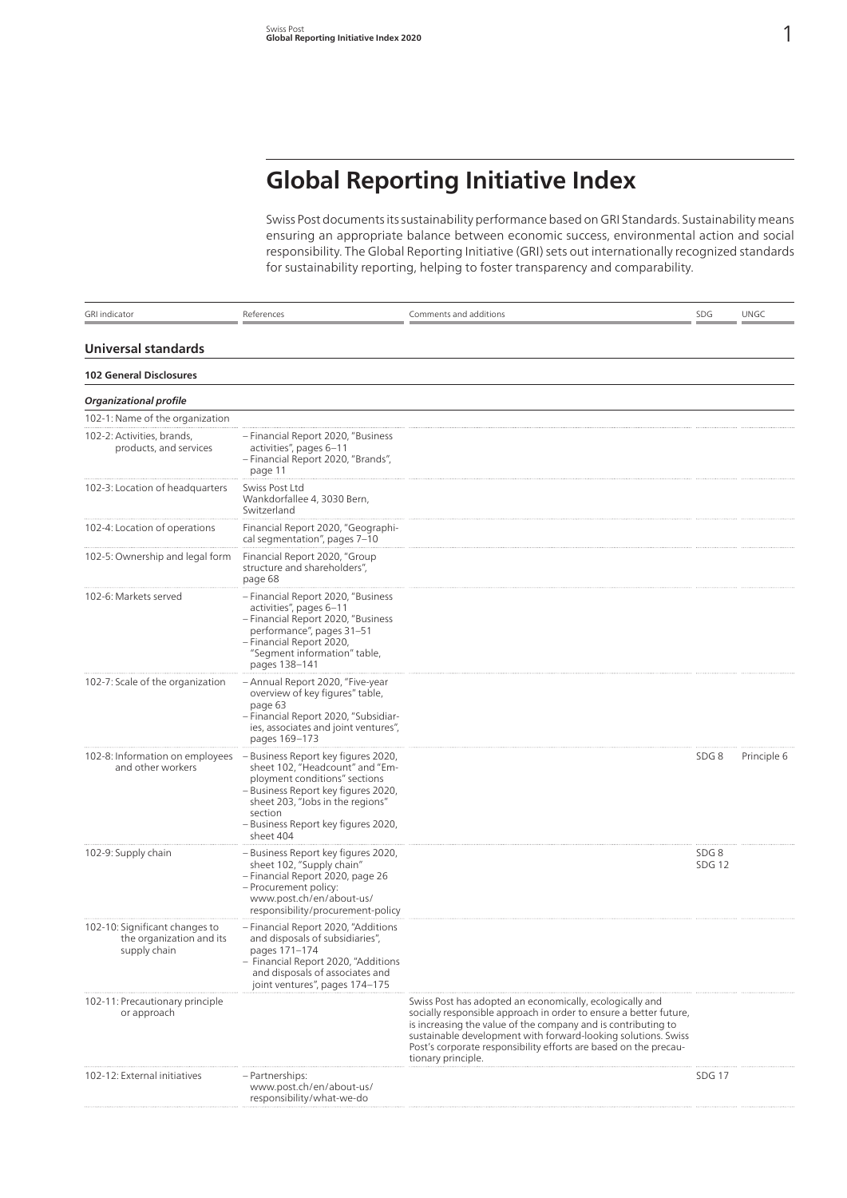# Global Reporting Initiative Index

Swiss Post documents its sustainability performance based on GRI Standards. Sustainability means ensuring an appropriate balance between economic success, environmental action and social responsibility. The Global Reporting Initiative (GRI) sets out internationally recognized standards for sustainability reporting, helping to foster transparency and comparability.

| GRI indicator | References | Comments and additions | SDG | UNGC |
|---|---|---|---|---|
| **Universal standards** | | | | |
| **102 General Disclosures** | | | | |
| ***Organizational profile*** | | | | |
| 102-1: Name of the organization | | | | |
| 102-2: Activities, brands, products, and services | – Financial Report 2020, "Business activities", pages 6–11<br>– Financial Report 2020, "Brands", page 11 | | | |
| 102-3: Location of headquarters | Swiss Post Ltd<br>Wankdorfallee 4, 3030 Bern, Switzerland | | | |
| 102-4: Location of operations | Financial Report 2020, "Geographical segmentation", pages 7–10 | | | |
| 102-5: Ownership and legal form | Financial Report 2020, "Group structure and shareholders", page 68 | | | |
| 102-6: Markets served | – Financial Report 2020, "Business activities", pages 6–11<br>– Financial Report 2020, "Business performance", pages 31–51<br>– Financial Report 2020, "Segment information" table, pages 138–141 | | | |
| 102-7: Scale of the organization | – Annual Report 2020, "Five-year overview of key figures" table, page 63<br>– Financial Report 2020, "Subsidiaries, associates and joint ventures", pages 169–173 | | | |
| 102-8: Information on employees and other workers | – Business Report key figures 2020, sheet 102, "Headcount" and "Employment conditions" sections<br>– Business Report key figures 2020, sheet 203, "Jobs in the regions" section<br>– Business Report key figures 2020, sheet 404 | | SDG 8 | Principle 6 |
| 102-9: Supply chain | – Business Report key figures 2020, sheet 102, "Supply chain"<br>– Financial Report 2020, page 26<br>– Procurement policy: www.post.ch/en/about-us/responsibility/procurement-policy | | SDG 8<br>SDG 12 | |
| 102-10: Significant changes to the organization and its supply chain | – Financial Report 2020, "Additions and disposals of subsidiaries", pages 171–174<br>– Financial Report 2020, "Additions and disposals of associates and joint ventures", pages 174–175 | | | |
| 102-11: Precautionary principle or approach | | Swiss Post has adopted an economically, ecologically and socially responsible approach in order to ensure a better future, is increasing the value of the company and is contributing to sustainable development with forward-looking solutions. Swiss Post's corporate responsibility efforts are based on the precautionary principle. | | |
| 102-12: External initiatives | – Partnerships: www.post.ch/en/about-us/responsibility/what-we-do | | SDG 17 | |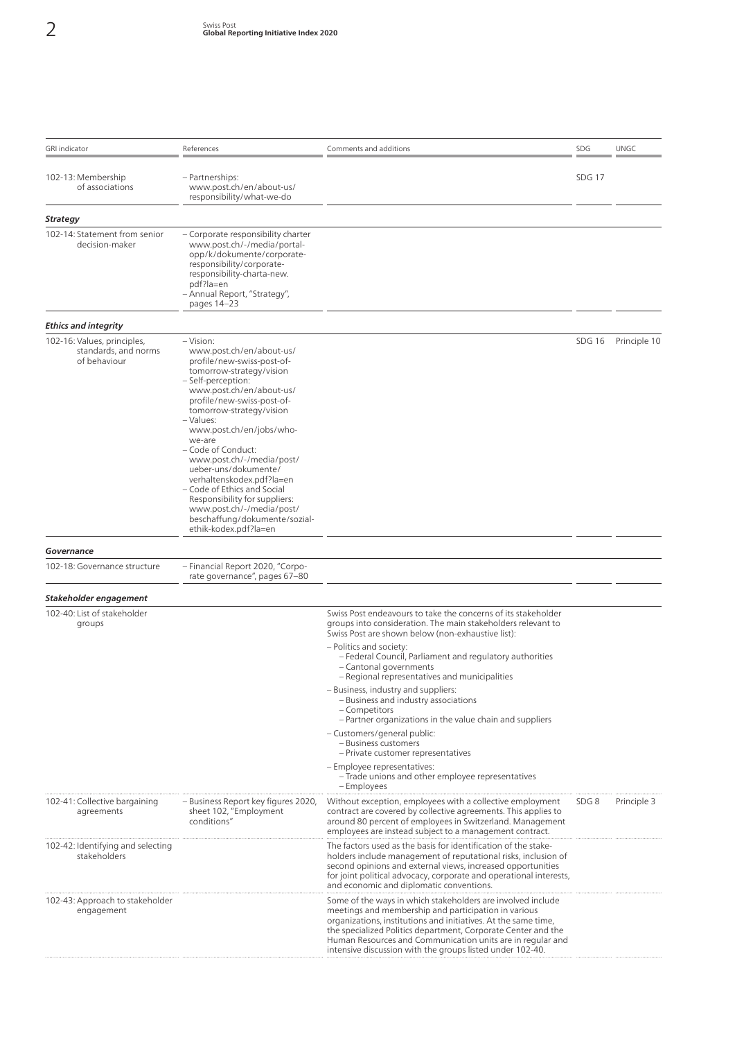| GRI indicator | References | Comments and additions | SDG | UNGC |
| --- | --- | --- | --- | --- |
| 102-13: Membership of associations | – Partnerships: www.post.ch/en/about-us/responsibility/what-we-do | | SDG 17 | |
| ***Strategy*** | | | | |
| 102-14: Statement from senior decision-maker | – Corporate responsibility charter www.post.ch/-/media/portal-opp/k/dokumente/corporate-responsibility/corporate-responsibility-charta-new.pdf?la=en<br>– Annual Report, "Strategy", pages 14–23 | | | |
| ***Ethics and integrity*** | | | | |
| 102-16: Values, principles, standards, and norms of behaviour | – Vision: www.post.ch/en/about-us/profile/new-swiss-post-of-tomorrow-strategy/vision<br>– Self-perception: www.post.ch/en/about-us/profile/new-swiss-post-of-tomorrow-strategy/vision<br>– Values: www.post.ch/en/jobs/who-we-are<br>– Code of Conduct: www.post.ch/-/media/post/ueber-uns/dokumente/verhaltenskodex.pdf?la=en<br>– Code of Ethics and Social Responsibility for suppliers: www.post.ch/-/media/post/beschaffung/dokumente/sozial-ethik-kodex.pdf?la=en | | SDG 16 | Principle 10 |
| ***Governance*** | | | | |
| 102-18: Governance structure | – Financial Report 2020, "Corporate governance", pages 67–80 | | | |
| ***Stakeholder engagement*** | | | | |
| 102-40: List of stakeholder groups | | Swiss Post endeavours to take the concerns of its stakeholder groups into consideration. The main stakeholders relevant to Swiss Post are shown below (non-exhaustive list):<br>– Politics and society:<br>&nbsp;&nbsp;– Federal Council, Parliament and regulatory authorities<br>&nbsp;&nbsp;– Cantonal governments<br>&nbsp;&nbsp;– Regional representatives and municipalities<br>– Business, industry and suppliers:<br>&nbsp;&nbsp;– Business and industry associations<br>&nbsp;&nbsp;– Competitors<br>&nbsp;&nbsp;– Partner organizations in the value chain and suppliers<br>– Customers/general public:<br>&nbsp;&nbsp;– Business customers<br>&nbsp;&nbsp;– Private customer representatives<br>– Employee representatives:<br>&nbsp;&nbsp;– Trade unions and other employee representatives<br>&nbsp;&nbsp;– Employees | | |
| 102-41: Collective bargaining agreements | – Business Report key figures 2020, sheet 102, "Employment conditions" | Without exception, employees with a collective employment contract are covered by collective agreements. This applies to around 80 percent of employees in Switzerland. Management employees are instead subject to a management contract. | SDG 8 | Principle 3 |
| 102-42: Identifying and selecting stakeholders | | The factors used as the basis for identification of the stakeholders include management of reputational risks, inclusion of second opinions and external views, increased opportunities for joint political advocacy, corporate and operational interests, and economic and diplomatic conventions. | | |
| 102-43: Approach to stakeholder engagement | | Some of the ways in which stakeholders are involved include meetings and membership and participation in various organizations, institutions and initiatives. At the same time, the specialized Politics department, Corporate Center and the Human Resources and Communication units are in regular and intensive discussion with the groups listed under 102-40. | | |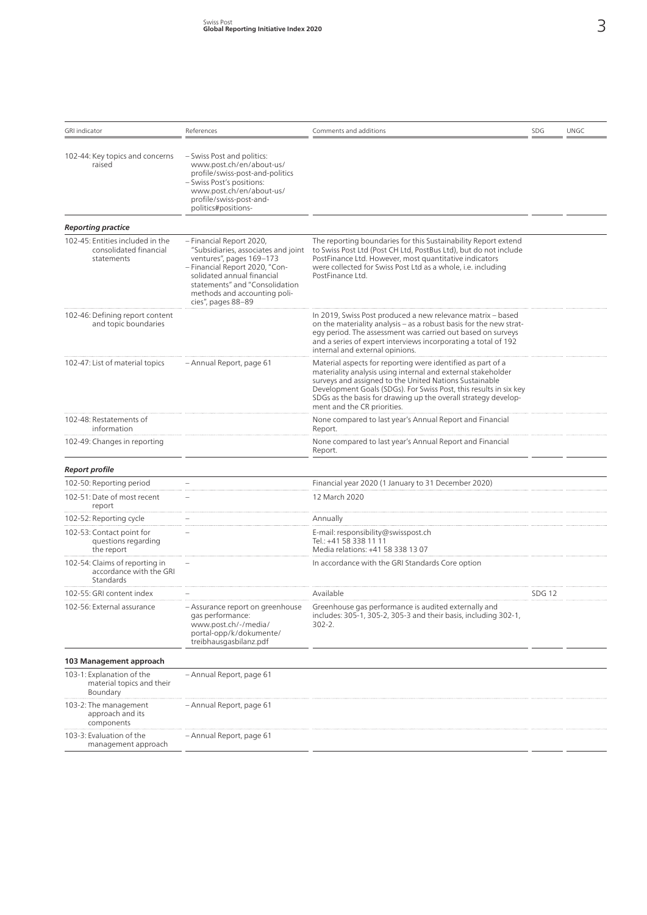| GRI indicator | References | Comments and additions | SDG | UNGC |
|---|---|---|---|---|
| 102-44: Key topics and concerns raised | – Swiss Post and politics: www.post.ch/en/about-us/profile/swiss-post-and-politics<br>– Swiss Post's positions: www.post.ch/en/about-us/profile/swiss-post-and-politics#positions- | | | |
| ***Reporting practice*** | | | | |
| 102-45: Entities included in the consolidated financial statements | – Financial Report 2020, "Subsidiaries, associates and joint ventures", pages 169–173<br>– Financial Report 2020, "Consolidated annual financial statements" and "Consolidation methods and accounting policies", pages 88–89 | The reporting boundaries for this Sustainability Report extend to Swiss Post Ltd (Post CH Ltd, PostBus Ltd), but do not include PostFinance Ltd. However, most quantitative indicators were collected for Swiss Post Ltd as a whole, i.e. including PostFinance Ltd. | | |
| 102-46: Defining report content and topic boundaries | | In 2019, Swiss Post produced a new relevance matrix – based on the materiality analysis – as a robust basis for the new strategy period. The assessment was carried out based on surveys and a series of expert interviews incorporating a total of 192 internal and external opinions. | | |
| 102-47: List of material topics | – Annual Report, page 61 | Material aspects for reporting were identified as part of a materiality analysis using internal and external stakeholder surveys and assigned to the United Nations Sustainable Development Goals (SDGs). For Swiss Post, this results in six key SDGs as the basis for drawing up the overall strategy development and the CR priorities. | | |
| 102-48: Restatements of information | | None compared to last year's Annual Report and Financial Report. | | |
| 102-49: Changes in reporting | | None compared to last year's Annual Report and Financial Report. | | |
| ***Report profile*** | | | | |
| 102-50: Reporting period | – | Financial year 2020 (1 January to 31 December 2020) | | |
| 102-51: Date of most recent report | – | 12 March 2020 | | |
| 102-52: Reporting cycle | – | Annually | | |
| 102-53: Contact point for questions regarding the report | – | E-mail: responsibility@swisspost.ch<br>Tel.: +41 58 338 11 11<br>Media relations: +41 58 338 13 07 | | |
| 102-54: Claims of reporting in accordance with the GRI Standards | – | In accordance with the GRI Standards Core option | | |
| 102-55: GRI content index | – | Available | SDG 12 | |
| 102-56: External assurance | – Assurance report on greenhouse gas performance: www.post.ch/-/media/portal-opp/k/dokumente/treibhausgasbilanz.pdf | Greenhouse gas performance is audited externally and includes: 305-1, 305-2, 305-3 and their basis, including 302-1, 302-2. | | |
| **103 Management approach** | | | | |
| 103-1: Explanation of the material topics and their Boundary | – Annual Report, page 61 | | | |
| 103-2: The management approach and its components | – Annual Report, page 61 | | | |
| 103-3: Evaluation of the management approach | – Annual Report, page 61 | | | |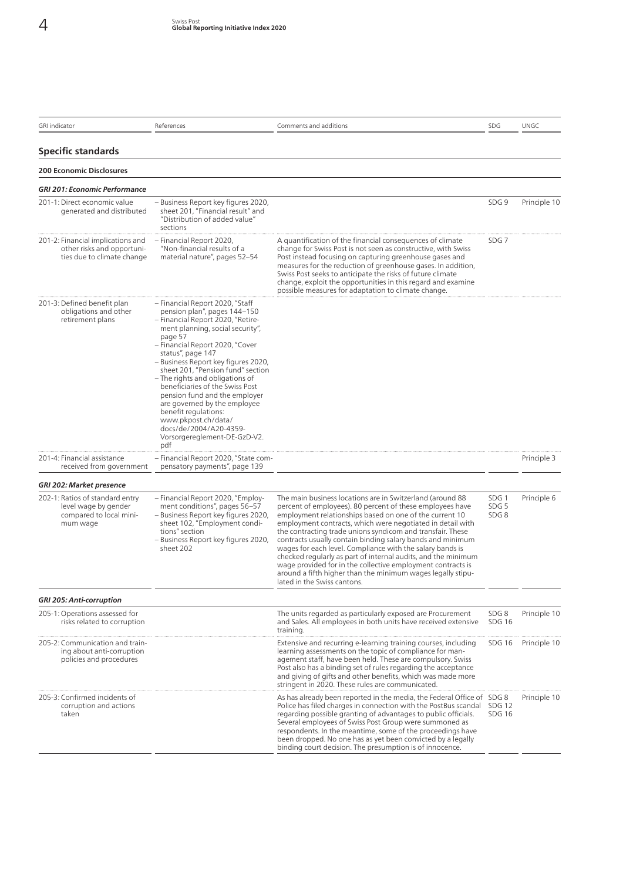| GRI indicator | References | Comments and additions | SDG | UNGC |
| --- | --- | --- | --- | --- |

## Specific standards

### 200 Economic Disclosures

#### *GRI 201: Economic Performance*

| GRI indicator | References | Comments and additions | SDG | UNGC |
| --- | --- | --- | --- | --- |
| 201-1: Direct economic value generated and distributed | – Business Report key figures 2020, sheet 201, "Financial result" and "Distribution of added value" sections | | SDG 9 | Principle 10 |
| 201-2: Financial implications and other risks and opportunities due to climate change | – Financial Report 2020, "Non-financial results of a material nature", pages 52–54 | A quantification of the financial consequences of climate change for Swiss Post is not seen as constructive, with Swiss Post instead focusing on capturing greenhouse gases and measures for the reduction of greenhouse gases. In addition, Swiss Post seeks to anticipate the risks of future climate change, exploit the opportunities in this regard and examine possible measures for adaptation to climate change. | SDG 7 | |
| 201-3: Defined benefit plan obligations and other retirement plans | – Financial Report 2020, "Staff pension plan", pages 144–150<br>– Financial Report 2020, "Retirement planning, social security", page 57<br>– Financial Report 2020, "Cover status", page 147<br>– Business Report key figures 2020, sheet 201, "Pension fund" section<br>– The rights and obligations of beneficiaries of the Swiss Post pension fund and the employer are governed by the employee benefit regulations: www.pkpost.ch/data/docs/de/2004/A20-4359-Vorsorgereglement-DE-GzD-V2.pdf | | | |
| 201-4: Financial assistance received from government | – Financial Report 2020, "State compensatory payments", page 139 | | | Principle 3 |

#### *GRI 202: Market presence*

| GRI indicator | References | Comments and additions | SDG | UNGC |
| --- | --- | --- | --- | --- |
| 202-1: Ratios of standard entry level wage by gender compared to local minimum wage | – Financial Report 2020, "Employment conditions", pages 56–57<br>– Business Report key figures 2020, sheet 102, "Employment conditions" section<br>– Business Report key figures 2020, sheet 202 | The main business locations are in Switzerland (around 88 percent of employees). 80 percent of these employees have employment relationships based on one of the current 10 employment contracts, which were negotiated in detail with the contracting trade unions syndicom and transfair. These contracts usually contain binding salary bands and minimum wages for each level. Compliance with the salary bands is checked regularly as part of internal audits, and the minimum wage provided for in the collective employment contracts is around a fifth higher than the minimum wages legally stipulated in the Swiss cantons. | SDG 1<br>SDG 5<br>SDG 8 | Principle 6 |

#### *GRI 205: Anti-corruption*

| GRI indicator | References | Comments and additions | SDG | UNGC |
| --- | --- | --- | --- | --- |
| 205-1: Operations assessed for risks related to corruption | | The units regarded as particularly exposed are Procurement and Sales. All employees in both units have received extensive training. | SDG 8<br>SDG 16 | Principle 10 |
| 205-2: Communication and training about anti-corruption policies and procedures | | Extensive and recurring e-learning training courses, including learning assessments on the topic of compliance for management staff, have been held. These are compulsory. Swiss Post also has a binding set of rules regarding the acceptance and giving of gifts and other benefits, which was made more stringent in 2020. These rules are communicated. | SDG 16 | Principle 10 |
| 205-3: Confirmed incidents of corruption and actions taken | | As has already been reported in the media, the Federal Office of Police has filed charges in connection with the PostBus scandal regarding possible granting of advantages to public officials. Several employees of Swiss Post Group were summoned as respondents. In the meantime, some of the proceedings have been dropped. No one has as yet been convicted by a legally binding court decision. The presumption is of innocence. | SDG 8<br>SDG 12<br>SDG 16 | Principle 10 |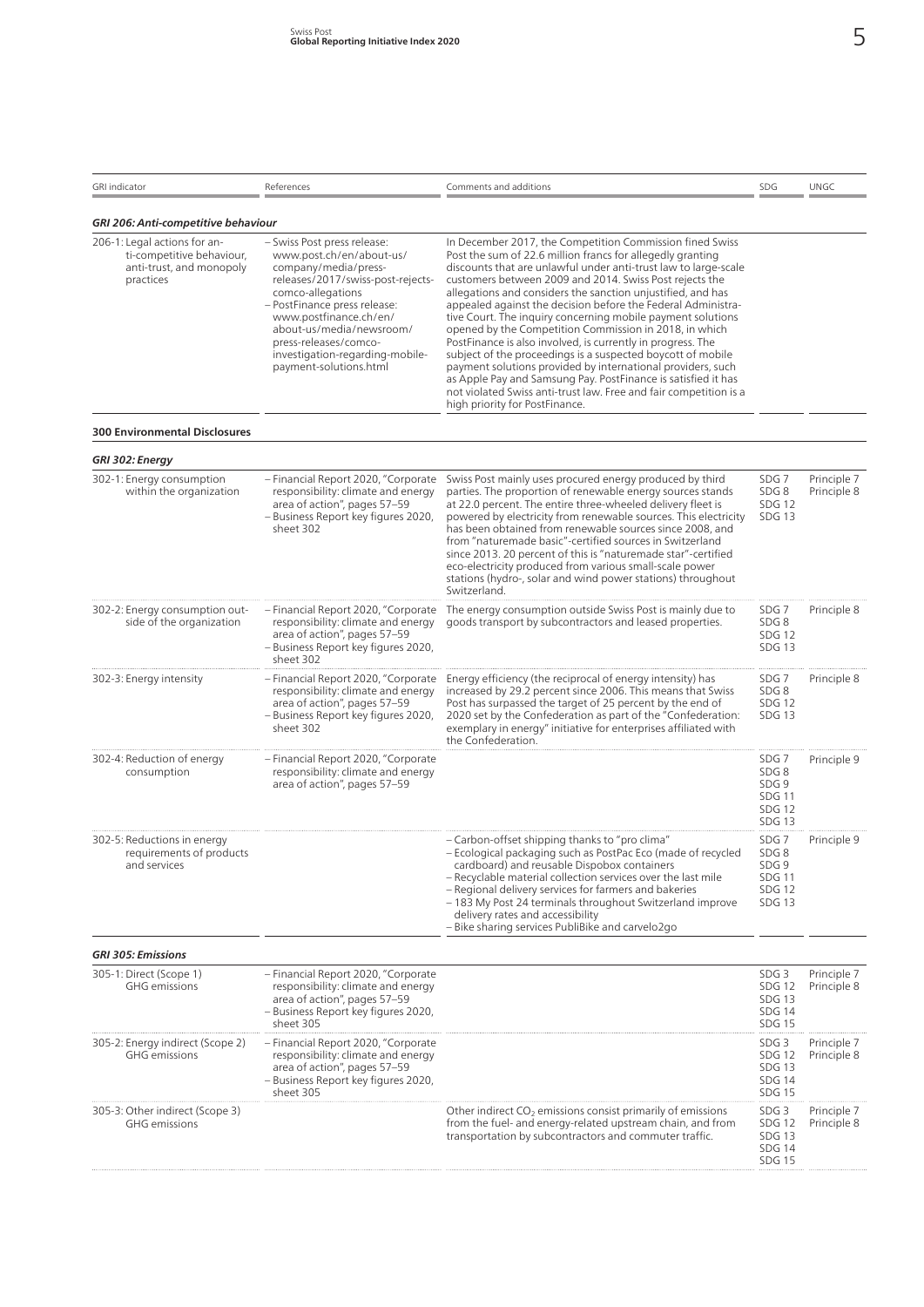| GRI indicator | References | Comments and additions | SDG | UNGC |
|---|---|---|---|---|
| ***GRI 206: Anti-competitive behaviour*** | | | | |
| 206-1: Legal actions for anti-competitive behaviour, anti-trust, and monopoly practices | – Swiss Post press release: www.post.ch/en/about-us/company/media/press-releases/2017/swiss-post-rejects-comco-allegations<br>– PostFinance press release: www.postfinance.ch/en/about-us/media/newsroom/press-releases/comco-investigation-regarding-mobile-payment-solutions.html | In December 2017, the Competition Commission fined Swiss Post the sum of 22.6 million francs for allegedly granting discounts that are unlawful under anti-trust law to large-scale customers between 2009 and 2014. Swiss Post rejects the allegations and considers the sanction unjustified, and has appealed against the decision before the Federal Administrative Court. The inquiry concerning mobile payment solutions opened by the Competition Commission in 2018, in which PostFinance is also involved, is currently in progress. The subject of the proceedings is a suspected boycott of mobile payment solutions provided by international providers, such as Apple Pay and Samsung Pay. PostFinance is satisfied it has not violated Swiss anti-trust law. Free and fair competition is a high priority for PostFinance. | | |
| **300 Environmental Disclosures** | | | | |
| ***GRI 302: Energy*** | | | | |
| 302-1: Energy consumption within the organization | – Financial Report 2020, "Corporate responsibility: climate and energy area of action", pages 57–59<br>– Business Report key figures 2020, sheet 302 | Swiss Post mainly uses procured energy produced by third parties. The proportion of renewable energy sources stands at 22.0 percent. The entire three-wheeled delivery fleet is powered by electricity from renewable sources. This electricity has been obtained from renewable sources since 2008, and from "naturemade basic"-certified sources in Switzerland since 2013. 20 percent of this is "naturemade star"-certified eco-electricity produced from various small-scale power stations (hydro-, solar and wind power stations) throughout Switzerland. | SDG 7<br>SDG 8<br>SDG 12<br>SDG 13 | Principle 7<br>Principle 8 |
| 302-2: Energy consumption outside of the organization | – Financial Report 2020, "Corporate responsibility: climate and energy area of action", pages 57–59<br>– Business Report key figures 2020, sheet 302 | The energy consumption outside Swiss Post is mainly due to goods transport by subcontractors and leased properties. | SDG 7<br>SDG 8<br>SDG 12<br>SDG 13 | Principle 8 |
| 302-3: Energy intensity | – Financial Report 2020, "Corporate responsibility: climate and energy area of action", pages 57–59<br>– Business Report key figures 2020, sheet 302 | Energy efficiency (the reciprocal of energy intensity) has increased by 29.2 percent since 2006. This means that Swiss Post has surpassed the target of 25 percent by the end of 2020 set by the Confederation as part of the "Confederation: exemplary in energy" initiative for enterprises affiliated with the Confederation. | SDG 7<br>SDG 8<br>SDG 12<br>SDG 13 | Principle 8 |
| 302-4: Reduction of energy consumption | – Financial Report 2020, "Corporate responsibility: climate and energy area of action", pages 57–59 | | SDG 7<br>SDG 8<br>SDG 9<br>SDG 11<br>SDG 12<br>SDG 13 | Principle 9 |
| 302-5: Reductions in energy requirements of products and services | | – Carbon-offset shipping thanks to "pro clima"<br>– Ecological packaging such as PostPac Eco (made of recycled cardboard) and reusable Dispobox containers<br>– Recyclable material collection services over the last mile<br>– Regional delivery services for farmers and bakeries<br>– 183 My Post 24 terminals throughout Switzerland improve delivery rates and accessibility<br>– Bike sharing services PubliBike and carvelo2go | SDG 7<br>SDG 8<br>SDG 9<br>SDG 11<br>SDG 12<br>SDG 13 | Principle 9 |
| ***GRI 305: Emissions*** | | | | |
| 305-1: Direct (Scope 1) GHG emissions | – Financial Report 2020, "Corporate responsibility: climate and energy area of action", pages 57–59<br>– Business Report key figures 2020, sheet 305 | | SDG 3<br>SDG 12<br>SDG 13<br>SDG 14<br>SDG 15 | Principle 7<br>Principle 8 |
| 305-2: Energy indirect (Scope 2) GHG emissions | – Financial Report 2020, "Corporate responsibility: climate and energy area of action", pages 57–59<br>– Business Report key figures 2020, sheet 305 | | SDG 3<br>SDG 12<br>SDG 13<br>SDG 14<br>SDG 15 | Principle 7<br>Principle 8 |
| 305-3: Other indirect (Scope 3) GHG emissions | | Other indirect $CO_2$ emissions consist primarily of emissions from the fuel- and energy-related upstream chain, and from transportation by subcontractors and commuter traffic. | SDG 3<br>SDG 12<br>SDG 13<br>SDG 14<br>SDG 15 | Principle 7<br>Principle 8 |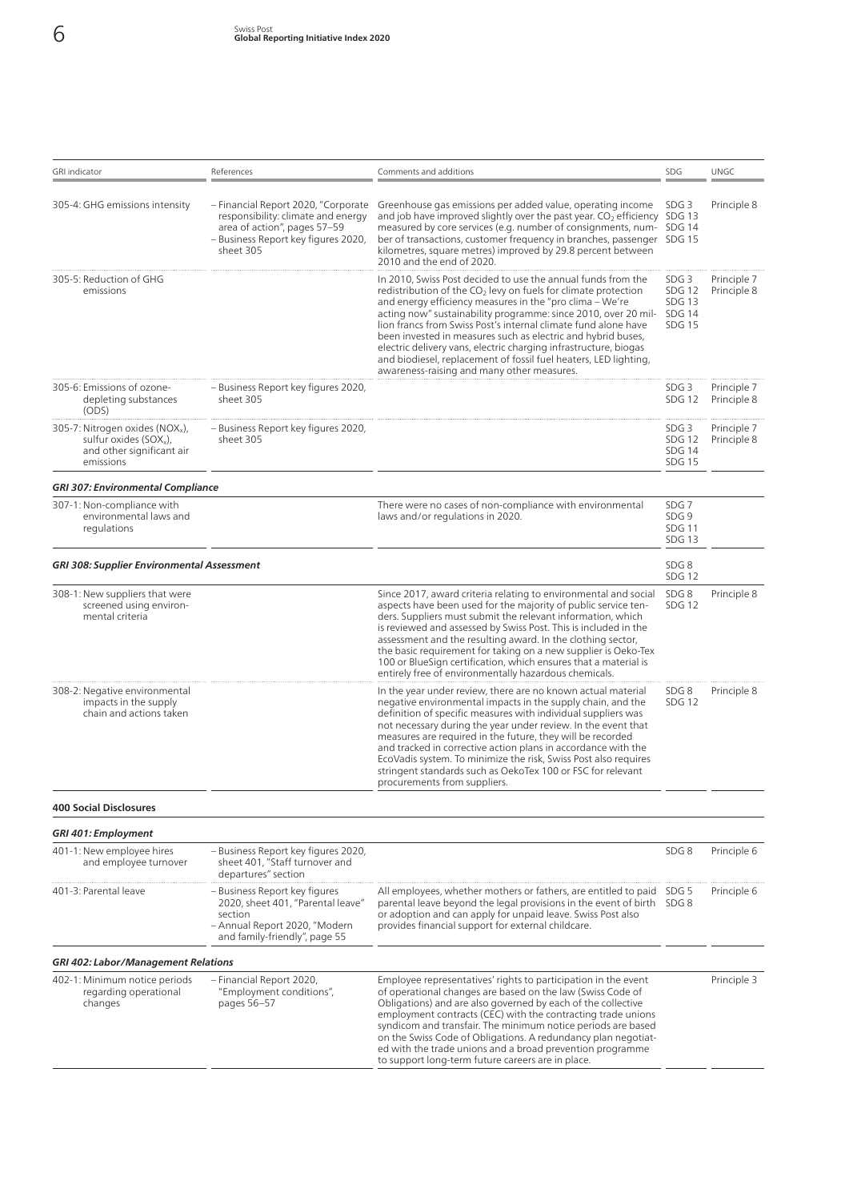| GRI indicator | References | Comments and additions | SDG | UNGC |
|---|---|---|---|---|
| 305-4: GHG emissions intensity | – Financial Report 2020, "Corporate responsibility: climate and energy area of action", pages 57–59<br>– Business Report key figures 2020, sheet 305 | Greenhouse gas emissions per added value, operating income and job have improved slightly over the past year. $CO_2$ efficiency measured by core services (e.g. number of consignments, number of transactions, customer frequency in branches, passenger kilometres, square metres) improved by 29.8 percent between 2010 and the end of 2020. | SDG 3<br>SDG 13<br>SDG 14<br>SDG 15 | Principle 8 |
| 305-5: Reduction of GHG emissions | | In 2010, Swiss Post decided to use the annual funds from the redistribution of the $CO_2$ levy on fuels for climate protection and energy efficiency measures in the "pro clima – We're acting now" sustainability programme: since 2010, over 20 million francs from Swiss Post's internal climate fund alone have been invested in measures such as electric and hybrid buses, electric delivery vans, electric charging infrastructure, biogas and biodiesel, replacement of fossil fuel heaters, LED lighting, awareness-raising and many other measures. | SDG 3<br>SDG 12<br>SDG 13<br>SDG 14<br>SDG 15 | Principle 7<br>Principle 8 |
| 305-6: Emissions of ozone-depleting substances (ODS) | – Business Report key figures 2020, sheet 305 | | SDG 3<br>SDG 12 | Principle 7<br>Principle 8 |
| 305-7: Nitrogen oxides ($NO_x$), sulfur oxides ($SO_x$), and other significant air emissions | – Business Report key figures 2020, sheet 305 | | SDG 3<br>SDG 12<br>SDG 14<br>SDG 15 | Principle 7<br>Principle 8 |
| ***GRI 307: Environmental Compliance*** | | | | |
| 307-1: Non-compliance with environmental laws and regulations | | There were no cases of non-compliance with environmental laws and/or regulations in 2020. | SDG 7<br>SDG 9<br>SDG 11<br>SDG 13 | |
| ***GRI 308: Supplier Environmental Assessment*** | | | SDG 8<br>SDG 12 | |
| 308-1: New suppliers that were screened using environmental criteria | | Since 2017, award criteria relating to environmental and social aspects have been used for the majority of public service tenders. Suppliers must submit the relevant information, which is reviewed and assessed by Swiss Post. This is included in the assessment and the resulting award. In the clothing sector, the basic requirement for taking on a new supplier is Oeko-Tex 100 or BlueSign certification, which ensures that a material is entirely free of environmentally hazardous chemicals. | SDG 8<br>SDG 12 | Principle 8 |
| 308-2: Negative environmental impacts in the supply chain and actions taken | | In the year under review, there are no known actual material negative environmental impacts in the supply chain, and the definition of specific measures with individual suppliers was not necessary during the year under review. In the event that measures are required in the future, they will be recorded and tracked in corrective action plans in accordance with the EcoVadis system. To minimize the risk, Swiss Post also requires stringent standards such as OekoTex 100 or FSC for relevant procurements from suppliers. | SDG 8<br>SDG 12 | Principle 8 |
| **400 Social Disclosures** | | | | |
| ***GRI 401: Employment*** | | | | |
| 401-1: New employee hires and employee turnover | – Business Report key figures 2020, sheet 401, "Staff turnover and departures" section | | SDG 8 | Principle 6 |
| 401-3: Parental leave | – Business Report key figures 2020, sheet 401, "Parental leave" section<br>– Annual Report 2020, "Modern and family-friendly", page 55 | All employees, whether mothers or fathers, are entitled to paid parental leave beyond the legal provisions in the event of birth or adoption and can apply for unpaid leave. Swiss Post also provides financial support for external childcare. | SDG 5<br>SDG 8 | Principle 6 |
| ***GRI 402: Labor/Management Relations*** | | | | |
| 402-1: Minimum notice periods regarding operational changes | – Financial Report 2020, "Employment conditions", pages 56–57 | Employee representatives' rights to participation in the event of operational changes are based on the law (Swiss Code of Obligations) and are also governed by each of the collective employment contracts (CEC) with the contracting trade unions syndicom and transfair. The minimum notice periods are based on the Swiss Code of Obligations. A redundancy plan negotiated with the trade unions and a broad prevention programme to support long-term future careers are in place. | | Principle 3 |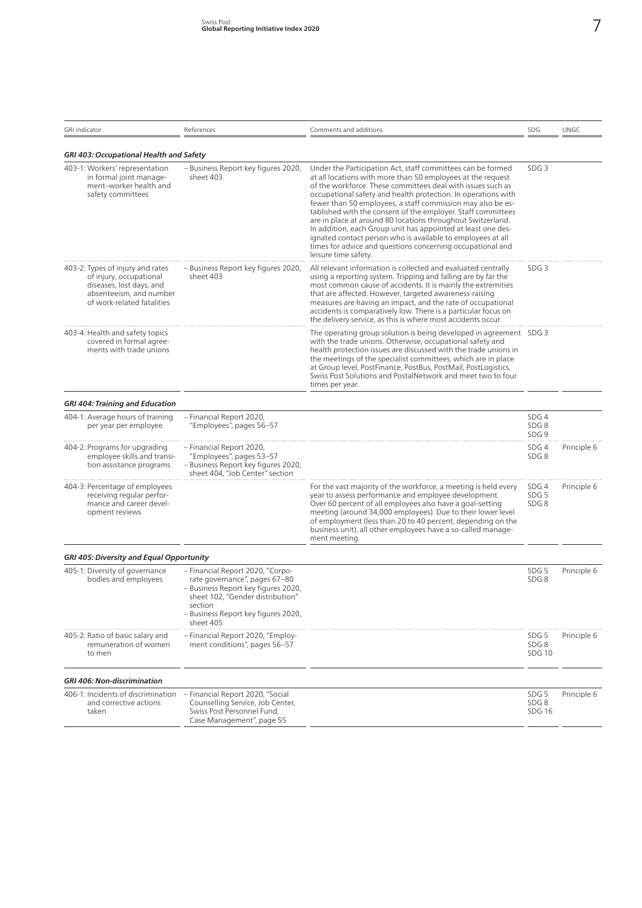| GRI indicator | References | Comments and additions | SDG | UNGC |
|---|---|---|---|---|
| ***GRI 403: Occupational Health and Safety*** | | | | |
| 403-1: Workers' representation in formal joint management–worker health and safety committees | – Business Report key figures 2020, sheet 403 | Under the Participation Act, staff committees can be formed at all locations with more than 50 employees at the request of the workforce. These committees deal with issues such as occupational safety and health protection. In operations with fewer than 50 employees, a staff commission may also be established with the consent of the employer. Staff committees are in place at around 80 locations throughout Switzerland. In addition, each Group unit has appointed at least one designated contact person who is available to employees at all times for advice and questions concerning occupational and leisure time safety. | SDG 3 | |
| 403-2: Types of injury and rates of injury, occupational diseases, lost days, and absenteeism, and number of work-related fatalities | – Business Report key figures 2020, sheet 403 | All relevant information is collected and evaluated centrally using a reporting system. Tripping and falling are by far the most common cause of accidents. It is mainly the extremities that are affected. However, targeted awareness-raising measures are having an impact, and the rate of occupational accidents is comparatively low. There is a particular focus on the delivery service, as this is where most accidents occur. | SDG 3 | |
| 403-4: Health and safety topics covered in formal agreements with trade unions | | The operating group solution is being developed in agreement with the trade unions. Otherwise, occupational safety and health protection issues are discussed with the trade unions in the meetings of the specialist committees, which are in place at Group level, PostFinance, PostBus, PostMail, PostLogistics, Swiss Post Solutions and PostalNetwork and meet two to four times per year. | SDG 3 | |
| ***GRI 404: Training and Education*** | | | | |
| 404-1: Average hours of training per year per employee | – Financial Report 2020, "Employees", pages 56–57 | | SDG 4<br>SDG 8<br>SDG 9 | |
| 404-2: Programs for upgrading employee skills and transition assistance programs | – Financial Report 2020, "Employees", pages 53–57<br>– Business Report key figures 2020, sheet 404, "Job Center" section | | SDG 4<br>SDG 8 | Principle 6 |
| 404-3: Percentage of employees receiving regular performance and career development reviews | | For the vast majority of the workforce, a meeting is held every year to assess performance and employee development. Over 60 percent of all employees also have a goal-setting meeting (around 34,000 employees). Due to their lower level of employment (less than 20 to 40 percent, depending on the business unit), all other employees have a so-called management meeting. | SDG 4<br>SDG 5<br>SDG 8 | Principle 6 |
| ***GRI 405: Diversity and Equal Opportunity*** | | | | |
| 405-1: Diversity of governance bodies and employees | – Financial Report 2020, "Corporate governance", pages 67–80<br>– Business Report key figures 2020, sheet 102, "Gender distribution" section<br>– Business Report key figures 2020, sheet 405 | | SDG 5<br>SDG 8 | Principle 6 |
| 405-2: Ratio of basic salary and remuneration of women to men | – Financial Report 2020, "Employment conditions", pages 56–57 | | SDG 5<br>SDG 8<br>SDG 10 | Principle 6 |
| ***GRI 406: Non-discrimination*** | | | | |
| 406-1: Incidents of discrimination and corrective actions taken | – Financial Report 2020, "Social Counselling Service, Job Center, Swiss Post Personnel Fund, Case Management", page 55 | | SDG 5<br>SDG 8<br>SDG 16 | Principle 6 |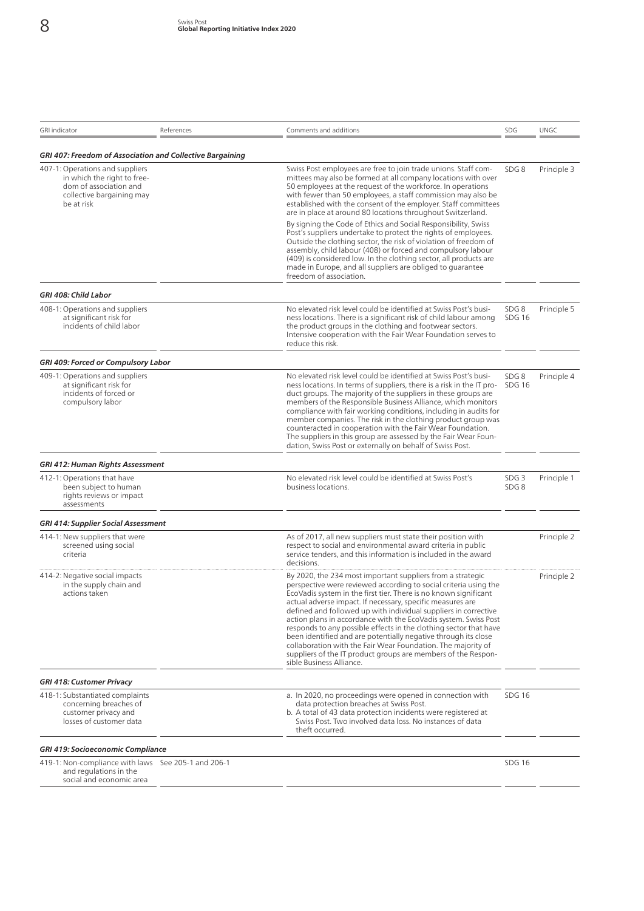| GRI indicator | References | Comments and additions | SDG | UNGC |
|---|---|---|---|---|
| ***GRI 407: Freedom of Association and Collective Bargaining*** | | | | |
| 407-1: Operations and suppliers in which the right to freedom of association and collective bargaining may be at risk | | Swiss Post employees are free to join trade unions. Staff committees may also be formed at all company locations with over 50 employees at the request of the workforce. In operations with fewer than 50 employees, a staff commission may also be established with the consent of the employer. Staff committees are in place at around 80 locations throughout Switzerland.<br><br>By signing the Code of Ethics and Social Responsibility, Swiss Post's suppliers undertake to protect the rights of employees. Outside the clothing sector, the risk of violation of freedom of assembly, child labour (408) or forced and compulsory labour (409) is considered low. In the clothing sector, all products are made in Europe, and all suppliers are obliged to guarantee freedom of association. | SDG 8 | Principle 3 |
| ***GRI 408: Child Labor*** | | | | |
| 408-1: Operations and suppliers at significant risk for incidents of child labor | | No elevated risk level could be identified at Swiss Post's business locations. There is a significant risk of child labour among the product groups in the clothing and footwear sectors. Intensive cooperation with the Fair Wear Foundation serves to reduce this risk. | SDG 8<br>SDG 16 | Principle 5 |
| ***GRI 409: Forced or Compulsory Labor*** | | | | |
| 409-1: Operations and suppliers at significant risk for incidents of forced or compulsory labor | | No elevated risk level could be identified at Swiss Post's business locations. In terms of suppliers, there is a risk in the IT product groups. The majority of the suppliers in these groups are members of the Responsible Business Alliance, which monitors compliance with fair working conditions, including in audits for member companies. The risk in the clothing product group was counteracted in cooperation with the Fair Wear Foundation. The suppliers in this group are assessed by the Fair Wear Foundation, Swiss Post or externally on behalf of Swiss Post. | SDG 8<br>SDG 16 | Principle 4 |
| ***GRI 412: Human Rights Assessment*** | | | | |
| 412-1: Operations that have been subject to human rights reviews or impact assessments | | No elevated risk level could be identified at Swiss Post's business locations. | SDG 3<br>SDG 8 | Principle 1 |
| ***GRI 414: Supplier Social Assessment*** | | | | |
| 414-1: New suppliers that were screened using social criteria | | As of 2017, all new suppliers must state their position with respect to social and environmental award criteria in public service tenders, and this information is included in the award decisions. | | Principle 2 |
| 414-2: Negative social impacts in the supply chain and actions taken | | By 2020, the 234 most important suppliers from a strategic perspective were reviewed according to social criteria using the EcoVadis system in the first tier. There is no known significant actual adverse impact. If necessary, specific measures are defined and followed up with individual suppliers in corrective action plans in accordance with the EcoVadis system. Swiss Post responds to any possible effects in the clothing sector that have been identified and are potentially negative through its close collaboration with the Fair Wear Foundation. The majority of suppliers of the IT product groups are members of the Responsible Business Alliance. | | Principle 2 |
| ***GRI 418: Customer Privacy*** | | | | |
| 418-1: Substantiated complaints concerning breaches of customer privacy and losses of customer data | | a. In 2020, no proceedings were opened in connection with data protection breaches at Swiss Post.<br>b. A total of 43 data protection incidents were registered at Swiss Post. Two involved data loss. No instances of data theft occurred. | SDG 16 | |
| ***GRI 419: Socioeconomic Compliance*** | | | | |
| 419-1: Non-compliance with laws and regulations in the social and economic area | See 205-1 and 206-1 | | SDG 16 | |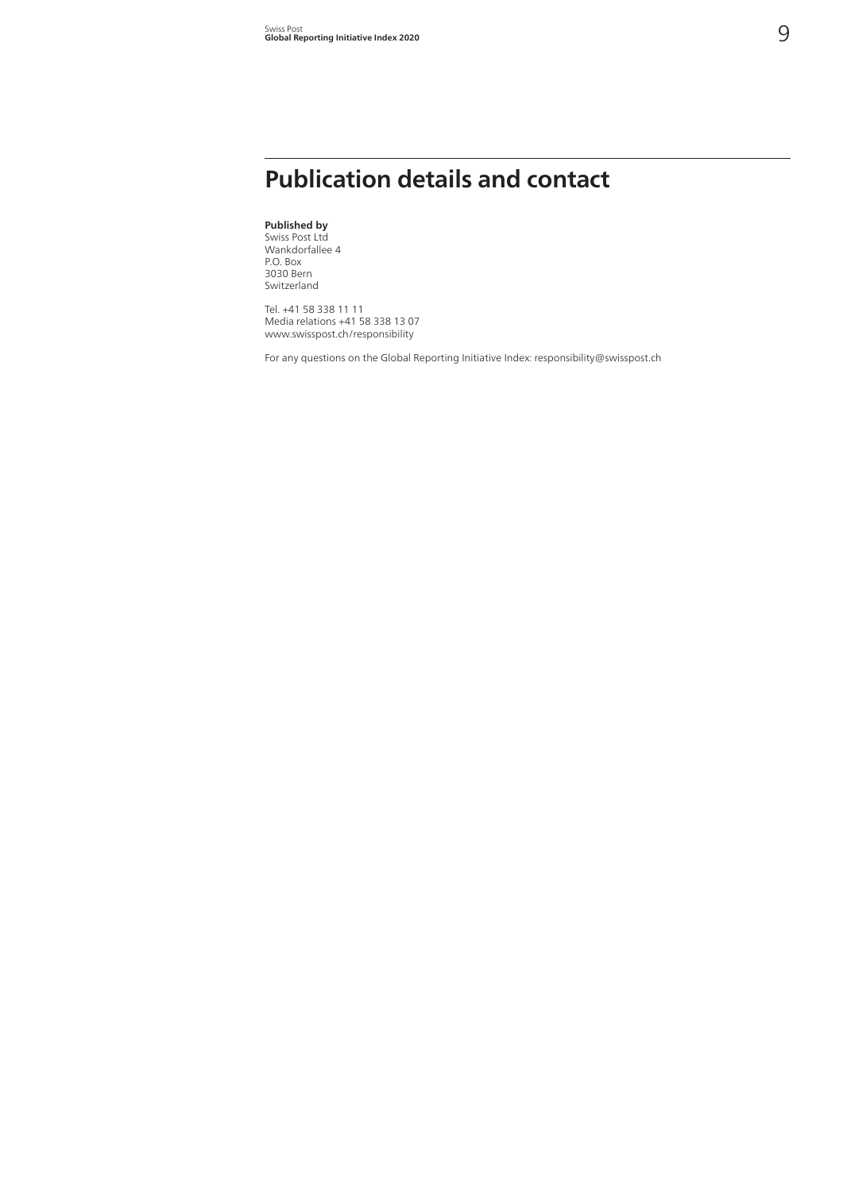# Publication details and contact

**Published by**
Swiss Post Ltd
Wankdorfallee 4
P.O. Box
3030 Bern
Switzerland

Tel. +41 58 338 11 11
Media relations +41 58 338 13 07
www.swisspost.ch/responsibility

For any questions on the Global Reporting Initiative Index: responsibility@swisspost.ch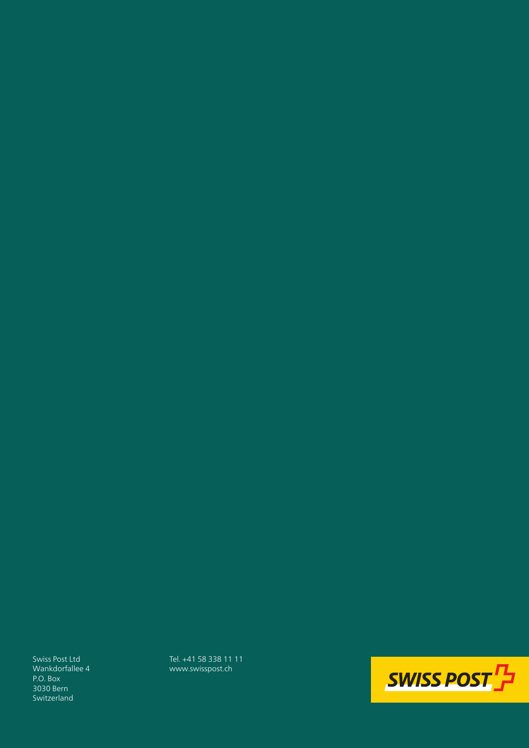Swiss Post Ltd
Wankdorfallee 4
P.O. Box
3030 Bern
Switzerland

Tel. +41 58 338 11 11
www.swisspost.ch

SWISS POST